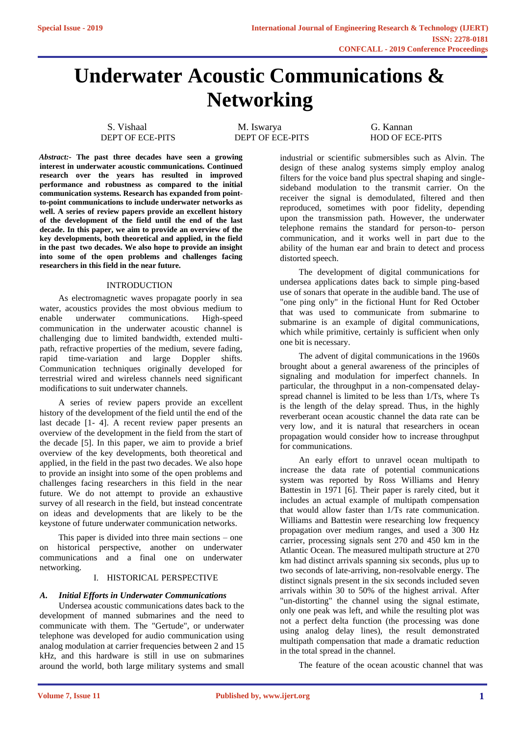# Underwater Acoustic Communications & Networking

S. Vishaal
DEPT OF ECE-PITS

M. Iswarya
DEPT OF ECE-PITS

G. Kannan
HOD OF ECE-PITS

***Abstract:-*** **The past three decades have seen a growing interest in underwater acoustic communications. Continued research over the years has resulted in improved performance and robustness as compared to the initial communication systems. Research has expanded from point-to-point communications to include underwater networks as well. A series of review papers provide an excellent history of the development of the field until the end of the last decade. In this paper, we aim to provide an overview of the key developments, both theoretical and applied, in the field in the past two decades. We also hope to provide an insight into some of the open problems and challenges facing researchers in this field in the near future.**

## INTRODUCTION

As electromagnetic waves propagate poorly in sea water, acoustics provides the most obvious medium to enable underwater communications. High-speed communication in the underwater acoustic channel is challenging due to limited bandwidth, extended multi-path, refractive properties of the medium, severe fading, rapid time-variation and large Doppler shifts. Communication techniques originally developed for terrestrial wired and wireless channels need significant modifications to suit underwater channels.

A series of review papers provide an excellent history of the development of the field until the end of the last decade [1- 4]. A recent review paper presents an overview of the development in the field from the start of the decade [5]. In this paper, we aim to provide a brief overview of the key developments, both theoretical and applied, in the field in the past two decades. We also hope to provide an insight into some of the open problems and challenges facing researchers in this field in the near future. We do not attempt to provide an exhaustive survey of all research in the field, but instead concentrate on ideas and developments that are likely to be the keystone of future underwater communication networks.

This paper is divided into three main sections – one on historical perspective, another on underwater communications and a final one on underwater networking.

## I. HISTORICAL PERSPECTIVE

### *A. Initial Efforts in Underwater Communications*

Undersea acoustic communications dates back to the development of manned submarines and the need to communicate with them. The "Gertude", or underwater telephone was developed for audio communication using analog modulation at carrier frequencies between 2 and 15 kHz, and this hardware is still in use on submarines around the world, both large military systems and small industrial or scientific submersibles such as Alvin. The design of these analog systems simply employ analog filters for the voice band plus spectral shaping and single-sideband modulation to the transmit carrier. On the receiver the signal is demodulated, filtered and then reproduced, sometimes with poor fidelity, depending upon the transmission path. However, the underwater telephone remains the standard for person-to- person communication, and it works well in part due to the ability of the human ear and brain to detect and process distorted speech.

The development of digital communications for undersea applications dates back to simple ping-based use of sonars that operate in the audible band. The use of "one ping only" in the fictional Hunt for Red October that was used to communicate from submarine to submarine is an example of digital communications, which while primitive, certainly is sufficient when only one bit is necessary.

The advent of digital communications in the 1960s brought about a general awareness of the principles of signaling and modulation for imperfect channels. In particular, the throughput in a non-compensated delay-spread channel is limited to be less than $1/T_s$, where $T_s$ is the length of the delay spread. Thus, in the highly reverberant ocean acoustic channel the data rate can be very low, and it is natural that researchers in ocean propagation would consider how to increase throughput for communications.

An early effort to unravel ocean multipath to increase the data rate of potential communications system was reported by Ross Williams and Henry Battestin in 1971 [6]. Their paper is rarely cited, but it includes an actual example of multipath compensation that would allow faster than $1/T_s$ rate communication. Williams and Battestin were researching low frequency propagation over medium ranges, and used a 300 Hz carrier, processing signals sent 270 and 450 km in the Atlantic Ocean. The measured multipath structure at 270 km had distinct arrivals spanning six seconds, plus up to two seconds of late-arriving, non-resolvable energy. The distinct signals present in the six seconds included seven arrivals within 30 to 50% of the highest arrival. After "un-distorting" the channel using the signal estimate, only one peak was left, and while the resulting plot was not a perfect delta function (the processing was done using analog delay lines), the result demonstrated multipath compensation that made a dramatic reduction in the total spread in the channel.

The feature of the ocean acoustic channel that was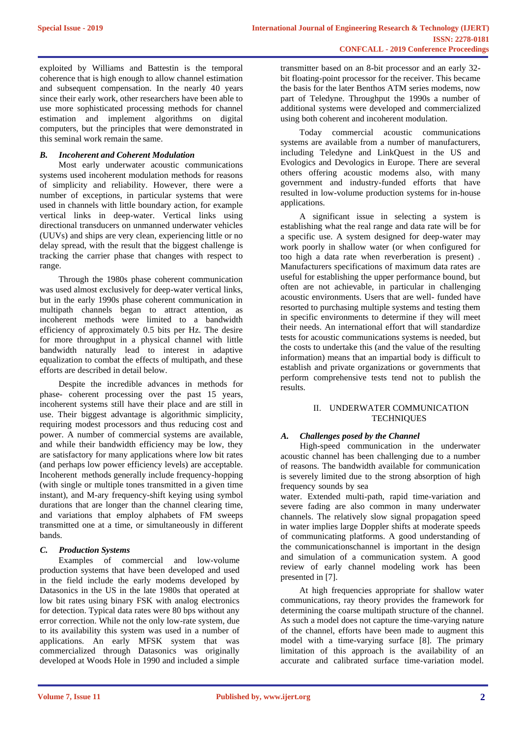exploited by Williams and Battestin is the temporal coherence that is high enough to allow channel estimation and subsequent compensation. In the nearly 40 years since their early work, other researchers have been able to use more sophisticated processing methods for channel estimation and implement algorithms on digital computers, but the principles that were demonstrated in this seminal work remain the same.

### *B. Incoherent and Coherent Modulation*

Most early underwater acoustic communications systems used incoherent modulation methods for reasons of simplicity and reliability. However, there were a number of exceptions, in particular systems that were used in channels with little boundary action, for example vertical links in deep-water. Vertical links using directional transducers on unmanned underwater vehicles (UUVs) and ships are very clean, experiencing little or no delay spread, with the result that the biggest challenge is tracking the carrier phase that changes with respect to range.

Through the 1980s phase coherent communication was used almost exclusively for deep-water vertical links, but in the early 1990s phase coherent communication in multipath channels began to attract attention, as incoherent methods were limited to a bandwidth efficiency of approximately 0.5 bits per Hz. The desire for more throughput in a physical channel with little bandwidth naturally lead to interest in adaptive equalization to combat the effects of multipath, and these efforts are described in detail below.

Despite the incredible advances in methods for phase- coherent processing over the past 15 years, incoherent systems still have their place and are still in use. Their biggest advantage is algorithmic simplicity, requiring modest processors and thus reducing cost and power. A number of commercial systems are available, and while their bandwidth efficiency may be low, they are satisfactory for many applications where low bit rates (and perhaps low power efficiency levels) are acceptable. Incoherent methods generally include frequency-hopping (with single or multiple tones transmitted in a given time instant), and M-ary frequency-shift keying using symbol durations that are longer than the channel clearing time, and variations that employ alphabets of FM sweeps transmitted one at a time, or simultaneously in different bands.

### *C. Production Systems*

Examples of commercial and low-volume production systems that have been developed and used in the field include the early modems developed by Datasonics in the US in the late 1980s that operated at low bit rates using binary FSK with analog electronics for detection. Typical data rates were 80 bps without any error correction. While not the only low-rate system, due to its availability this system was used in a number of applications. An early MFSK system that was commercialized through Datasonics was originally developed at Woods Hole in 1990 and included a simple transmitter based on an 8-bit processor and an early 32-bit floating-point processor for the receiver. This became the basis for the later Benthos ATM series modems, now part of Teledyne. Throughput the 1990s a number of additional systems were developed and commercialized using both coherent and incoherent modulation.

Today commercial acoustic communications systems are available from a number of manufacturers, including Teledyne and LinkQuest in the US and Evologics and Devologics in Europe. There are several others offering acoustic modems also, with many government and industry-funded efforts that have resulted in low-volume production systems for in-house applications.

A significant issue in selecting a system is establishing what the real range and data rate will be for a specific use. A system designed for deep-water may work poorly in shallow water (or when configured for too high a data rate when reverberation is present) . Manufacturers specifications of maximum data rates are useful for establishing the upper performance bound, but often are not achievable, in particular in challenging acoustic environments. Users that are well- funded have resorted to purchasing multiple systems and testing them in specific environments to determine if they will meet their needs. An international effort that will standardize tests for acoustic communications systems is needed, but the costs to undertake this (and the value of the resulting information) means that an impartial body is difficult to establish and private organizations or governments that perform comprehensive tests tend not to publish the results.

## II. UNDERWATER COMMUNICATION TECHNIQUES

### *A. Challenges posed by the Channel*

High-speed communication in the underwater acoustic channel has been challenging due to a number of reasons. The bandwidth available for communication is severely limited due to the strong absorption of high frequency sounds by sea water. Extended multi-path, rapid time-variation and severe fading are also common in many underwater channels. The relatively slow signal propagation speed in water implies large Doppler shifts at moderate speeds of communicating platforms. A good understanding of the communicationschannel is important in the design and simulation of a communication system. A good review of early channel modeling work has been presented in [7].

At high frequencies appropriate for shallow water communications, ray theory provides the framework for determining the coarse multipath structure of the channel. As such a model does not capture the time-varying nature of the channel, efforts have been made to augment this model with a time-varying surface [8]. The primary limitation of this approach is the availability of an accurate and calibrated surface time-variation model.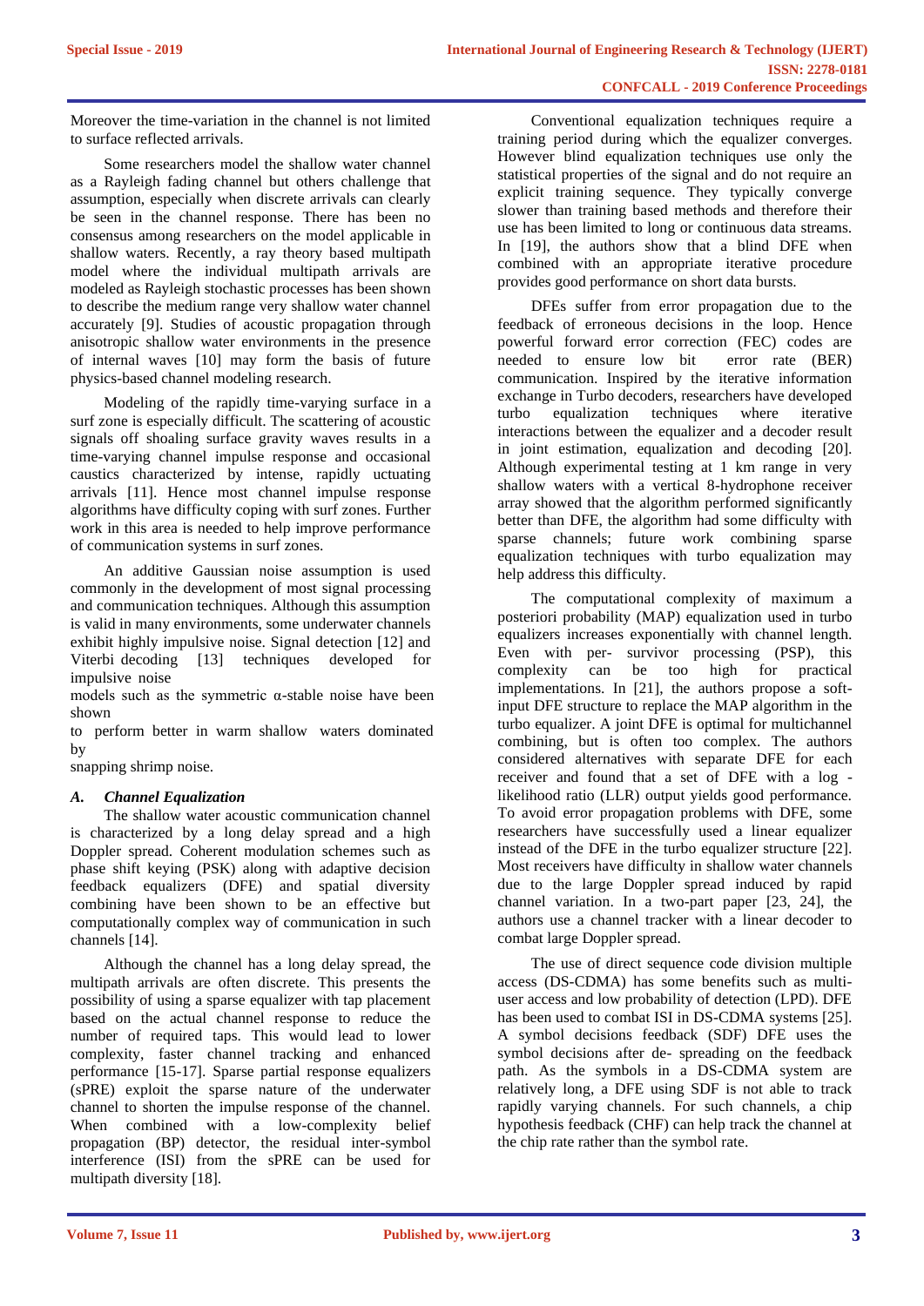Moreover the time-variation in the channel is not limited to surface reflected arrivals.

Some researchers model the shallow water channel as a Rayleigh fading channel but others challenge that assumption, especially when discrete arrivals can clearly be seen in the channel response. There has been no consensus among researchers on the model applicable in shallow waters. Recently, a ray theory based multipath model where the individual multipath arrivals are modeled as Rayleigh stochastic processes has been shown to describe the medium range very shallow water channel accurately [9]. Studies of acoustic propagation through anisotropic shallow water environments in the presence of internal waves [10] may form the basis of future physics-based channel modeling research.

Modeling of the rapidly time-varying surface in a surf zone is especially difficult. The scattering of acoustic signals off shoaling surface gravity waves results in a time-varying channel impulse response and occasional caustics characterized by intense, rapidly uctuating arrivals [11]. Hence most channel impulse response algorithms have difficulty coping with surf zones. Further work in this area is needed to help improve performance of communication systems in surf zones.

An additive Gaussian noise assumption is used commonly in the development of most signal processing and communication techniques. Although this assumption is valid in many environments, some underwater channels exhibit highly impulsive noise. Signal detection [12] and Viterbi decoding [13] techniques developed for impulsive noise models such as the symmetric α-stable noise have been shown to perform better in warm shallow waters dominated by snapping shrimp noise.

### *A. Channel Equalization*

The shallow water acoustic communication channel is characterized by a long delay spread and a high Doppler spread. Coherent modulation schemes such as phase shift keying (PSK) along with adaptive decision feedback equalizers (DFE) and spatial diversity combining have been shown to be an effective but computationally complex way of communication in such channels [14].

Although the channel has a long delay spread, the multipath arrivals are often discrete. This presents the possibility of using a sparse equalizer with tap placement based on the actual channel response to reduce the number of required taps. This would lead to lower complexity, faster channel tracking and enhanced performance [15-17]. Sparse partial response equalizers (sPRE) exploit the sparse nature of the underwater channel to shorten the impulse response of the channel. When combined with a low-complexity belief propagation (BP) detector, the residual inter-symbol interference (ISI) from the sPRE can be used for multipath diversity [18].

Conventional equalization techniques require a training period during which the equalizer converges. However blind equalization techniques use only the statistical properties of the signal and do not require an explicit training sequence. They typically converge slower than training based methods and therefore their use has been limited to long or continuous data streams. In [19], the authors show that a blind DFE when combined with an appropriate iterative procedure provides good performance on short data bursts.

DFEs suffer from error propagation due to the feedback of erroneous decisions in the loop. Hence powerful forward error correction (FEC) codes are needed to ensure low bit error rate (BER) communication. Inspired by the iterative information exchange in Turbo decoders, researchers have developed turbo equalization techniques where iterative interactions between the equalizer and a decoder result in joint estimation, equalization and decoding [20]. Although experimental testing at 1 km range in very shallow waters with a vertical 8-hydrophone receiver array showed that the algorithm performed significantly better than DFE, the algorithm had some difficulty with sparse channels; future work combining sparse equalization techniques with turbo equalization may help address this difficulty.

The computational complexity of maximum a posteriori probability (MAP) equalization used in turbo equalizers increases exponentially with channel length. Even with per- survivor processing (PSP), this complexity can be too high for practical implementations. In [21], the authors propose a soft-input DFE structure to replace the MAP algorithm in the turbo equalizer. A joint DFE is optimal for multichannel combining, but is often too complex. The authors considered alternatives with separate DFE for each receiver and found that a set of DFE with a log -likelihood ratio (LLR) output yields good performance. To avoid error propagation problems with DFE, some researchers have successfully used a linear equalizer instead of the DFE in the turbo equalizer structure [22]. Most receivers have difficulty in shallow water channels due to the large Doppler spread induced by rapid channel variation. In a two-part paper [23, 24], the authors use a channel tracker with a linear decoder to combat large Doppler spread.

The use of direct sequence code division multiple access (DS-CDMA) has some benefits such as multi-user access and low probability of detection (LPD). DFE has been used to combat ISI in DS-CDMA systems [25]. A symbol decisions feedback (SDF) DFE uses the symbol decisions after de- spreading on the feedback path. As the symbols in a DS-CDMA system are relatively long, a DFE using SDF is not able to track rapidly varying channels. For such channels, a chip hypothesis feedback (CHF) can help track the channel at the chip rate rather than the symbol rate.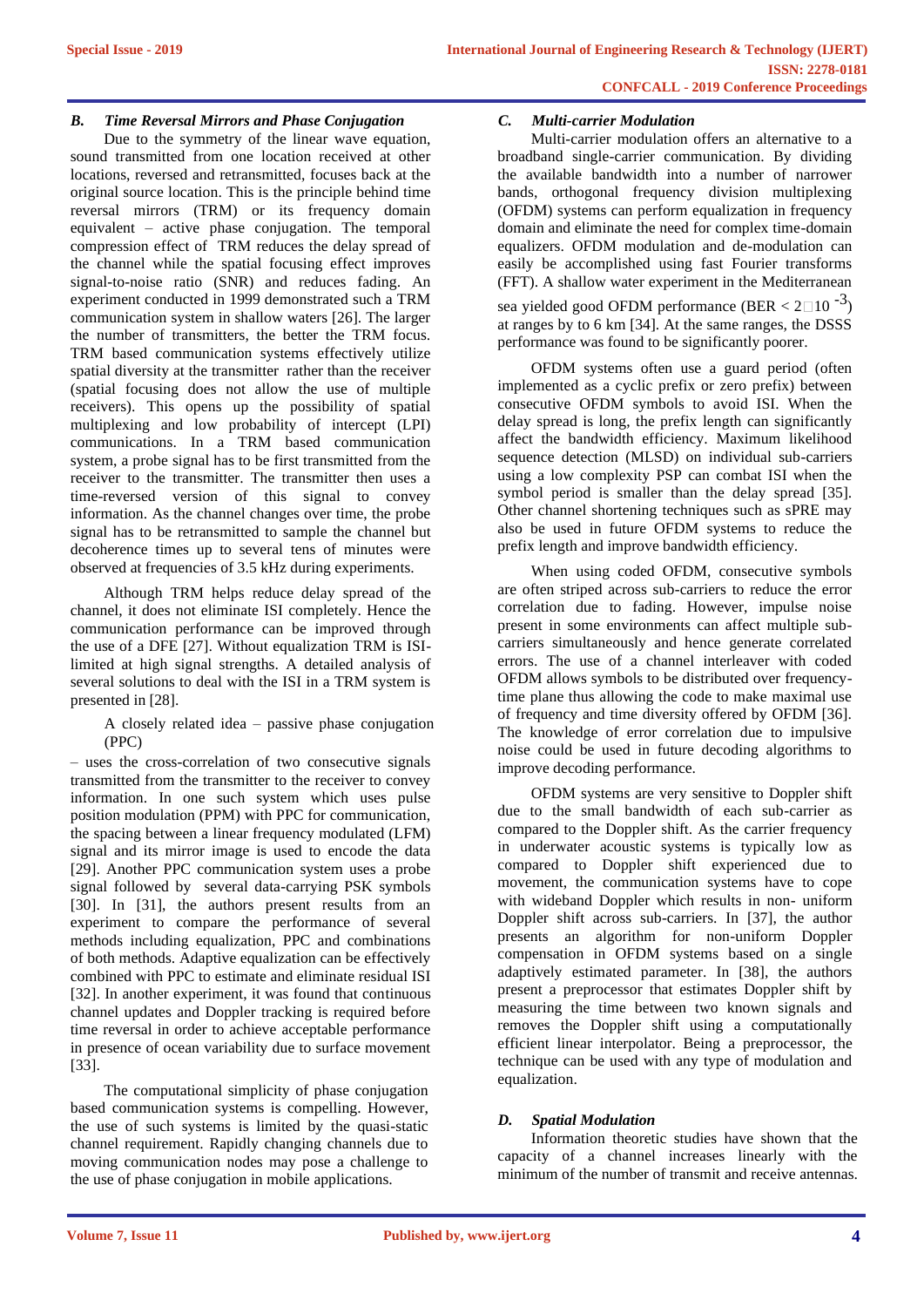### *B. Time Reversal Mirrors and Phase Conjugation*

Due to the symmetry of the linear wave equation, sound transmitted from one location received at other locations, reversed and retransmitted, focuses back at the original source location. This is the principle behind time reversal mirrors (TRM) or its frequency domain equivalent – active phase conjugation. The temporal compression effect of TRM reduces the delay spread of the channel while the spatial focusing effect improves signal-to-noise ratio (SNR) and reduces fading. An experiment conducted in 1999 demonstrated such a TRM communication system in shallow waters [26]. The larger the number of transmitters, the better the TRM focus. TRM based communication systems effectively utilize spatial diversity at the transmitter rather than the receiver (spatial focusing does not allow the use of multiple receivers). This opens up the possibility of spatial multiplexing and low probability of intercept (LPI) communications. In a TRM based communication system, a probe signal has to be first transmitted from the receiver to the transmitter. The transmitter then uses a time-reversed version of this signal to convey information. As the channel changes over time, the probe signal has to be retransmitted to sample the channel but decoherence times up to several tens of minutes were observed at frequencies of 3.5 kHz during experiments.

Although TRM helps reduce delay spread of the channel, it does not eliminate ISI completely. Hence the communication performance can be improved through the use of a DFE [27]. Without equalization TRM is ISI-limited at high signal strengths. A detailed analysis of several solutions to deal with the ISI in a TRM system is presented in [28].

A closely related idea – passive phase conjugation (PPC) – uses the cross-correlation of two consecutive signals transmitted from the transmitter to the receiver to convey information. In one such system which uses pulse position modulation (PPM) with PPC for communication, the spacing between a linear frequency modulated (LFM) signal and its mirror image is used to encode the data [29]. Another PPC communication system uses a probe signal followed by several data-carrying PSK symbols [30]. In [31], the authors present results from an experiment to compare the performance of several methods including equalization, PPC and combinations of both methods. Adaptive equalization can be effectively combined with PPC to estimate and eliminate residual ISI [32]. In another experiment, it was found that continuous channel updates and Doppler tracking is required before time reversal in order to achieve acceptable performance in presence of ocean variability due to surface movement [33].

The computational simplicity of phase conjugation based communication systems is compelling. However, the use of such systems is limited by the quasi-static channel requirement. Rapidly changing channels due to moving communication nodes may pose a challenge to the use of phase conjugation in mobile applications.

### *C. Multi-carrier Modulation*

Multi-carrier modulation offers an alternative to a broadband single-carrier communication. By dividing the available bandwidth into a number of narrower bands, orthogonal frequency division multiplexing (OFDM) systems can perform equalization in frequency domain and eliminate the need for complex time-domain equalizers. OFDM modulation and de-modulation can easily be accomplished using fast Fourier transforms (FFT). A shallow water experiment in the Mediterranean sea yielded good OFDM performance (BER $< 2\times10^{-3}$) at ranges by to 6 km [34]. At the same ranges, the DSSS performance was found to be significantly poorer.

OFDM systems often use a guard period (often implemented as a cyclic prefix or zero prefix) between consecutive OFDM symbols to avoid ISI. When the delay spread is long, the prefix length can significantly affect the bandwidth efficiency. Maximum likelihood sequence detection (MLSD) on individual sub-carriers using a low complexity PSP can combat ISI when the symbol period is smaller than the delay spread [35]. Other channel shortening techniques such as sPRE may also be used in future OFDM systems to reduce the prefix length and improve bandwidth efficiency.

When using coded OFDM, consecutive symbols are often striped across sub-carriers to reduce the error correlation due to fading. However, impulse noise present in some environments can affect multiple sub-carriers simultaneously and hence generate correlated errors. The use of a channel interleaver with coded OFDM allows symbols to be distributed over frequency-time plane thus allowing the code to make maximal use of frequency and time diversity offered by OFDM [36]. The knowledge of error correlation due to impulsive noise could be used in future decoding algorithms to improve decoding performance.

OFDM systems are very sensitive to Doppler shift due to the small bandwidth of each sub-carrier as compared to the Doppler shift. As the carrier frequency in underwater acoustic systems is typically low as compared to Doppler shift experienced due to movement, the communication systems have to cope with wideband Doppler which results in non- uniform Doppler shift across sub-carriers. In [37], the author presents an algorithm for non-uniform Doppler compensation in OFDM systems based on a single adaptively estimated parameter. In [38], the authors present a preprocessor that estimates Doppler shift by measuring the time between two known signals and removes the Doppler shift using a computationally efficient linear interpolator. Being a preprocessor, the technique can be used with any type of modulation and equalization.

### *D. Spatial Modulation*

Information theoretic studies have shown that the capacity of a channel increases linearly with the minimum of the number of transmit and receive antennas.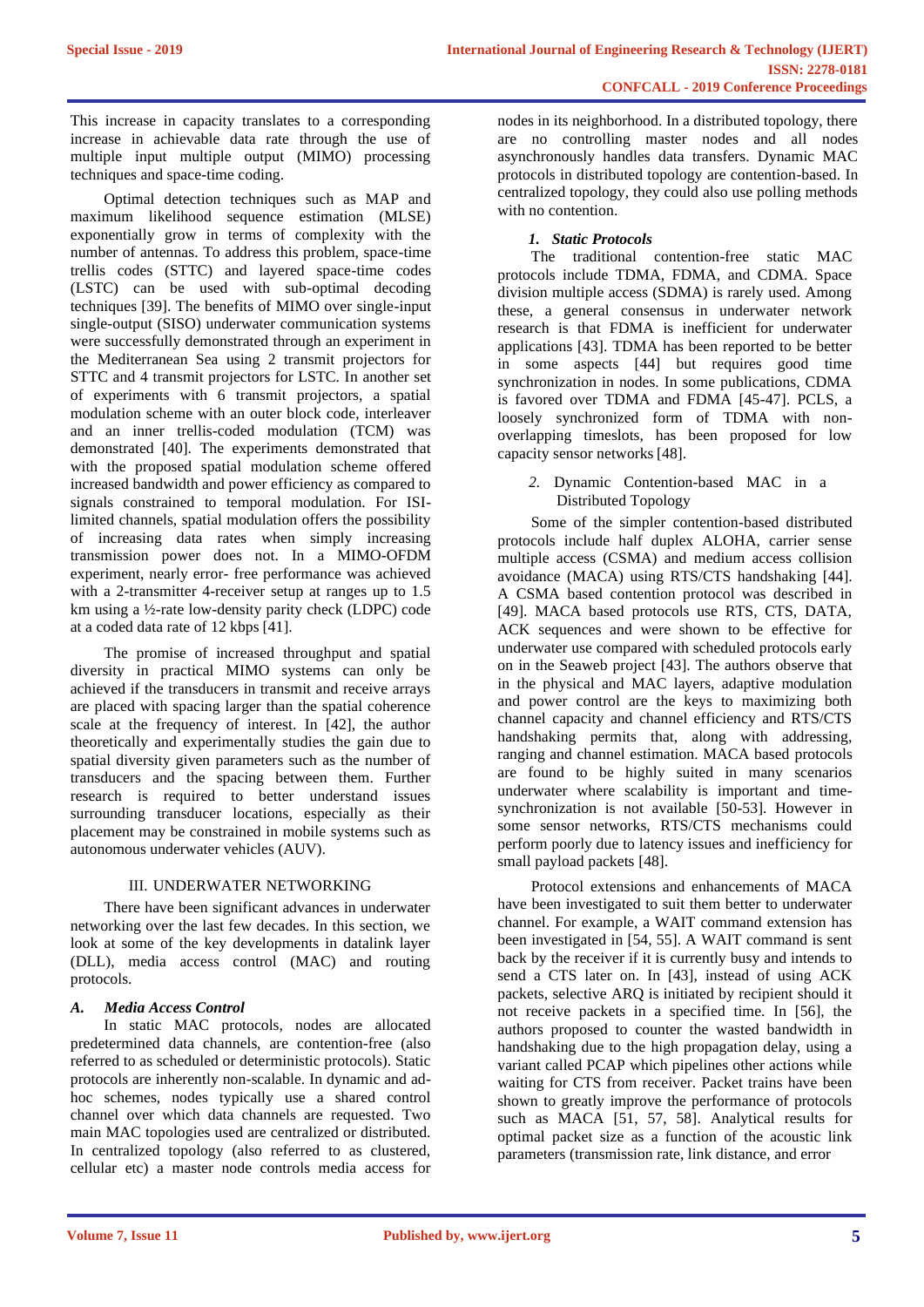This increase in capacity translates to a corresponding increase in achievable data rate through the use of multiple input multiple output (MIMO) processing techniques and space-time coding.

Optimal detection techniques such as MAP and maximum likelihood sequence estimation (MLSE) exponentially grow in terms of complexity with the number of antennas. To address this problem, space-time trellis codes (STTC) and layered space-time codes (LSTC) can be used with sub-optimal decoding techniques [39]. The benefits of MIMO over single-input single-output (SISO) underwater communication systems were successfully demonstrated through an experiment in the Mediterranean Sea using 2 transmit projectors for STTC and 4 transmit projectors for LSTC. In another set of experiments with 6 transmit projectors, a spatial modulation scheme with an outer block code, interleaver and an inner trellis-coded modulation (TCM) was demonstrated [40]. The experiments demonstrated that with the proposed spatial modulation scheme offered increased bandwidth and power efficiency as compared to signals constrained to temporal modulation. For ISI-limited channels, spatial modulation offers the possibility of increasing data rates when simply increasing transmission power does not. In a MIMO-OFDM experiment, nearly error- free performance was achieved with a 2-transmitter 4-receiver setup at ranges up to 1.5 km using a ½-rate low-density parity check (LDPC) code at a coded data rate of 12 kbps [41].

The promise of increased throughput and spatial diversity in practical MIMO systems can only be achieved if the transducers in transmit and receive arrays are placed with spacing larger than the spatial coherence scale at the frequency of interest. In [42], the author theoretically and experimentally studies the gain due to spatial diversity given parameters such as the number of transducers and the spacing between them. Further research is required to better understand issues surrounding transducer locations, especially as their placement may be constrained in mobile systems such as autonomous underwater vehicles (AUV).

## III. UNDERWATER NETWORKING

There have been significant advances in underwater networking over the last few decades. In this section, we look at some of the key developments in datalink layer (DLL), media access control (MAC) and routing protocols.

### *A. Media Access Control*

In static MAC protocols, nodes are allocated predetermined data channels, are contention-free (also referred to as scheduled or deterministic protocols). Static protocols are inherently non-scalable. In dynamic and ad-hoc schemes, nodes typically use a shared control channel over which data channels are requested. Two main MAC topologies used are centralized or distributed. In centralized topology (also referred to as clustered, cellular etc) a master node controls media access for nodes in its neighborhood. In a distributed topology, there are no controlling master nodes and all nodes asynchronously handles data transfers. Dynamic MAC protocols in distributed topology are contention-based. In centralized topology, they could also use polling methods with no contention.

#### *1. Static Protocols*

The traditional contention-free static MAC protocols include TDMA, FDMA, and CDMA. Space division multiple access (SDMA) is rarely used. Among these, a general consensus in underwater network research is that FDMA is inefficient for underwater applications [43]. TDMA has been reported to be better in some aspects [44] but requires good time synchronization in nodes. In some publications, CDMA is favored over TDMA and FDMA [45-47]. PCLS, a loosely synchronized form of TDMA with non-overlapping timeslots, has been proposed for low capacity sensor networks [48].

#### 2. Dynamic Contention-based MAC in a Distributed Topology

Some of the simpler contention-based distributed protocols include half duplex ALOHA, carrier sense multiple access (CSMA) and medium access collision avoidance (MACA) using RTS/CTS handshaking [44]. A CSMA based contention protocol was described in [49]. MACA based protocols use RTS, CTS, DATA, ACK sequences and were shown to be effective for underwater use compared with scheduled protocols early on in the Seaweb project [43]. The authors observe that in the physical and MAC layers, adaptive modulation and power control are the keys to maximizing both channel capacity and channel efficiency and RTS/CTS handshaking permits that, along with addressing, ranging and channel estimation. MACA based protocols are found to be highly suited in many scenarios underwater where scalability is important and time-synchronization is not available [50-53]. However in some sensor networks, RTS/CTS mechanisms could perform poorly due to latency issues and inefficiency for small payload packets [48].

Protocol extensions and enhancements of MACA have been investigated to suit them better to underwater channel. For example, a WAIT command extension has been investigated in [54, 55]. A WAIT command is sent back by the receiver if it is currently busy and intends to send a CTS later on. In [43], instead of using ACK packets, selective ARQ is initiated by recipient should it not receive packets in a specified time. In [56], the authors proposed to counter the wasted bandwidth in handshaking due to the high propagation delay, using a variant called PCAP which pipelines other actions while waiting for CTS from receiver. Packet trains have been shown to greatly improve the performance of protocols such as MACA [51, 57, 58]. Analytical results for optimal packet size as a function of the acoustic link parameters (transmission rate, link distance, and error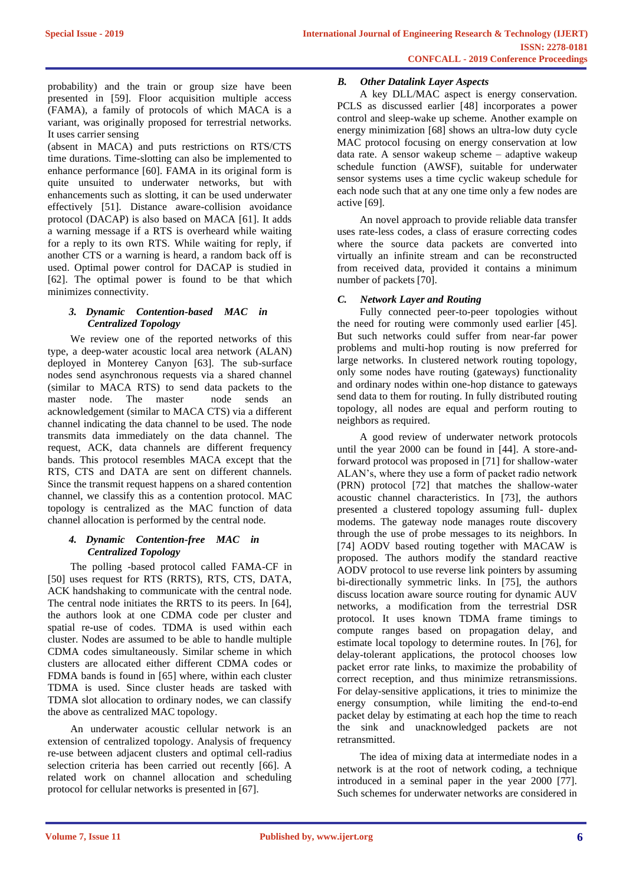probability) and the train or group size have been presented in [59]. Floor acquisition multiple access (FAMA), a family of protocols of which MACA is a variant, was originally proposed for terrestrial networks. It uses carrier sensing (absent in MACA) and puts restrictions on RTS/CTS time durations. Time-slotting can also be implemented to enhance performance [60]. FAMA in its original form is quite unsuited to underwater networks, but with enhancements such as slotting, it can be used underwater effectively [51]. Distance aware-collision avoidance protocol (DACAP) is also based on MACA [61]. It adds a warning message if a RTS is overheard while waiting for a reply to its own RTS. While waiting for reply, if another CTS or a warning is heard, a random back off is used. Optimal power control for DACAP is studied in [62]. The optimal power is found to be that which minimizes connectivity.

#### 3. *Dynamic Contention-based MAC in Centralized Topology*

We review one of the reported networks of this type, a deep-water acoustic local area network (ALAN) deployed in Monterey Canyon [63]. The sub-surface nodes send asynchronous requests via a shared channel (similar to MACA RTS) to send data packets to the master node. The master node sends an acknowledgement (similar to MACA CTS) via a different channel indicating the data channel to be used. The node transmits data immediately on the data channel. The request, ACK, data channels are different frequency bands. This protocol resembles MACA except that the RTS, CTS and DATA are sent on different channels. Since the transmit request happens on a shared contention channel, we classify this as a contention protocol. MAC topology is centralized as the MAC function of data channel allocation is performed by the central node.

#### 4. *Dynamic Contention-free MAC in Centralized Topology*

The polling -based protocol called FAMA-CF in [50] uses request for RTS (RRTS), RTS, CTS, DATA, ACK handshaking to communicate with the central node. The central node initiates the RRTS to its peers. In [64], the authors look at one CDMA code per cluster and spatial re-use of codes. TDMA is used within each cluster. Nodes are assumed to be able to handle multiple CDMA codes simultaneously. Similar scheme in which clusters are allocated either different CDMA codes or FDMA bands is found in [65] where, within each cluster TDMA is used. Since cluster heads are tasked with TDMA slot allocation to ordinary nodes, we can classify the above as centralized MAC topology.

An underwater acoustic cellular network is an extension of centralized topology. Analysis of frequency re-use between adjacent clusters and optimal cell-radius selection criteria has been carried out recently [66]. A related work on channel allocation and scheduling protocol for cellular networks is presented in [67].

### B. *Other Datalink Layer Aspects*

A key DLL/MAC aspect is energy conservation. PCLS as discussed earlier [48] incorporates a power control and sleep-wake up scheme. Another example on energy minimization [68] shows an ultra-low duty cycle MAC protocol focusing on energy conservation at low data rate. A sensor wakeup scheme – adaptive wakeup schedule function (AWSF), suitable for underwater sensor systems uses a time cyclic wakeup schedule for each node such that at any one time only a few nodes are active [69].

An novel approach to provide reliable data transfer uses rate-less codes, a class of erasure correcting codes where the source data packets are converted into virtually an infinite stream and can be reconstructed from received data, provided it contains a minimum number of packets [70].

### C. *Network Layer and Routing*

Fully connected peer-to-peer topologies without the need for routing were commonly used earlier [45]. But such networks could suffer from near-far power problems and multi-hop routing is now preferred for large networks. In clustered network routing topology, only some nodes have routing (gateways) functionality and ordinary nodes within one-hop distance to gateways send data to them for routing. In fully distributed routing topology, all nodes are equal and perform routing to neighbors as required.

A good review of underwater network protocols until the year 2000 can be found in [44]. A store-and-forward protocol was proposed in [71] for shallow-water ALAN's, where they use a form of packet radio network (PRN) protocol [72] that matches the shallow-water acoustic channel characteristics. In [73], the authors presented a clustered topology assuming full- duplex modems. The gateway node manages route discovery through the use of probe messages to its neighbors. In [74] AODV based routing together with MACAW is proposed. The authors modify the standard reactive AODV protocol to use reverse link pointers by assuming bi-directionally symmetric links. In [75], the authors discuss location aware source routing for dynamic AUV networks, a modification from the terrestrial DSR protocol. It uses known TDMA frame timings to compute ranges based on propagation delay, and estimate local topology to determine routes. In [76], for delay-tolerant applications, the protocol chooses low packet error rate links, to maximize the probability of correct reception, and thus minimize retransmissions. For delay-sensitive applications, it tries to minimize the energy consumption, while limiting the end-to-end packet delay by estimating at each hop the time to reach the sink and unacknowledged packets are not retransmitted.

The idea of mixing data at intermediate nodes in a network is at the root of network coding, a technique introduced in a seminal paper in the year 2000 [77]. Such schemes for underwater networks are considered in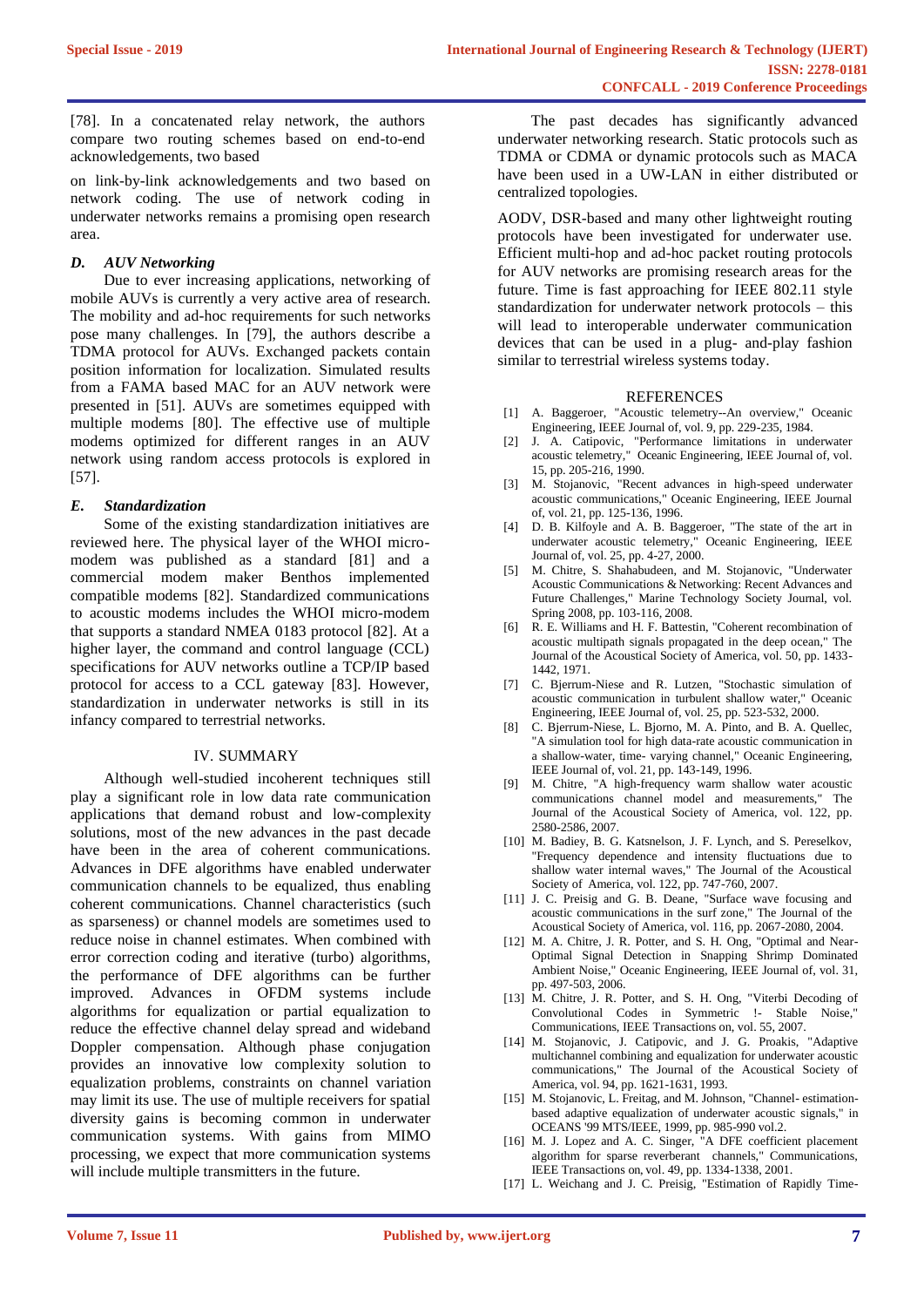[78]. In a concatenated relay network, the authors compare two routing schemes based on end-to-end acknowledgements, two based

on link-by-link acknowledgements and two based on network coding. The use of network coding in underwater networks remains a promising open research area.

### *D. AUV Networking*

Due to ever increasing applications, networking of mobile AUVs is currently a very active area of research. The mobility and ad-hoc requirements for such networks pose many challenges. In [79], the authors describe a TDMA protocol for AUVs. Exchanged packets contain position information for localization. Simulated results from a FAMA based MAC for an AUV network were presented in [51]. AUVs are sometimes equipped with multiple modems [80]. The effective use of multiple modems optimized for different ranges in an AUV network using random access protocols is explored in [57].

### *E. Standardization*

Some of the existing standardization initiatives are reviewed here. The physical layer of the WHOI micro-modem was published as a standard [81] and a commercial modem maker Benthos implemented compatible modems [82]. Standardized communications to acoustic modems includes the WHOI micro-modem that supports a standard NMEA 0183 protocol [82]. At a higher layer, the command and control language (CCL) specifications for AUV networks outline a TCP/IP based protocol for access to a CCL gateway [83]. However, standardization in underwater networks is still in its infancy compared to terrestrial networks.

## IV. SUMMARY

Although well-studied incoherent techniques still play a significant role in low data rate communication applications that demand robust and low-complexity solutions, most of the new advances in the past decade have been in the area of coherent communications. Advances in DFE algorithms have enabled underwater communication channels to be equalized, thus enabling coherent communications. Channel characteristics (such as sparseness) or channel models are sometimes used to reduce noise in channel estimates. When combined with error correction coding and iterative (turbo) algorithms, the performance of DFE algorithms can be further improved. Advances in OFDM systems include algorithms for equalization or partial equalization to reduce the effective channel delay spread and wideband Doppler compensation. Although phase conjugation provides an innovative low complexity solution to equalization problems, constraints on channel variation may limit its use. The use of multiple receivers for spatial diversity gains is becoming common in underwater communication systems. With gains from MIMO processing, we expect that more communication systems will include multiple transmitters in the future.

The past decades has significantly advanced underwater networking research. Static protocols such as TDMA or CDMA or dynamic protocols such as MACA have been used in a UW-LAN in either distributed or centralized topologies.

AODV, DSR-based and many other lightweight routing protocols have been investigated for underwater use. Efficient multi-hop and ad-hoc packet routing protocols for AUV networks are promising research areas for the future. Time is fast approaching for IEEE 802.11 style standardization for underwater network protocols – this will lead to interoperable underwater communication devices that can be used in a plug- and-play fashion similar to terrestrial wireless systems today.

## REFERENCES

[1] A. Baggeroer, "Acoustic telemetry--An overview," Oceanic Engineering, IEEE Journal of, vol. 9, pp. 229-235, 1984.

[2] J. A. Catipovic, "Performance limitations in underwater acoustic telemetry," Oceanic Engineering, IEEE Journal of, vol. 15, pp. 205-216, 1990.

[3] M. Stojanovic, "Recent advances in high-speed underwater acoustic communications," Oceanic Engineering, IEEE Journal of, vol. 21, pp. 125-136, 1996.

[4] D. B. Kilfoyle and A. B. Baggeroer, "The state of the art in underwater acoustic telemetry," Oceanic Engineering, IEEE Journal of, vol. 25, pp. 4-27, 2000.

[5] M. Chitre, S. Shahabudeen, and M. Stojanovic, "Underwater Acoustic Communications & Networking: Recent Advances and Future Challenges," Marine Technology Society Journal, vol. Spring 2008, pp. 103-116, 2008.

[6] R. E. Williams and H. F. Battestin, "Coherent recombination of acoustic multipath signals propagated in the deep ocean," The Journal of the Acoustical Society of America, vol. 50, pp. 1433-1442, 1971.

[7] C. Bjerrum-Niese and R. Lutzen, "Stochastic simulation of acoustic communication in turbulent shallow water," Oceanic Engineering, IEEE Journal of, vol. 25, pp. 523-532, 2000.

[8] C. Bjerrum-Niese, L. Bjorno, M. A. Pinto, and B. A. Quellec, "A simulation tool for high data-rate acoustic communication in a shallow-water, time- varying channel," Oceanic Engineering, IEEE Journal of, vol. 21, pp. 143-149, 1996.

[9] M. Chitre, "A high-frequency warm shallow water acoustic communications channel model and measurements," The Journal of the Acoustical Society of America, vol. 122, pp. 2580-2586, 2007.

[10] M. Badiey, B. G. Katsnelson, J. F. Lynch, and S. Pereselkov, "Frequency dependence and intensity fluctuations due to shallow water internal waves," The Journal of the Acoustical Society of America, vol. 122, pp. 747-760, 2007.

[11] J. C. Preisig and G. B. Deane, "Surface wave focusing and acoustic communications in the surf zone," The Journal of the Acoustical Society of America, vol. 116, pp. 2067-2080, 2004.

[12] M. A. Chitre, J. R. Potter, and S. H. Ong, "Optimal and Near-Optimal Signal Detection in Snapping Shrimp Dominated Ambient Noise," Oceanic Engineering, IEEE Journal of, vol. 31, pp. 497-503, 2006.

[13] M. Chitre, J. R. Potter, and S. H. Ong, "Viterbi Decoding of Convolutional Codes in Symmetric !- Stable Noise," Communications, IEEE Transactions on, vol. 55, 2007.

[14] M. Stojanovic, J. Catipovic, and J. G. Proakis, "Adaptive multichannel combining and equalization for underwater acoustic communications," The Journal of the Acoustical Society of America, vol. 94, pp. 1621-1631, 1993.

[15] M. Stojanovic, L. Freitag, and M. Johnson, "Channel- estimation-based adaptive equalization of underwater acoustic signals," in OCEANS '99 MTS/IEEE, 1999, pp. 985-990 vol.2.

[16] M. J. Lopez and A. C. Singer, "A DFE coefficient placement algorithm for sparse reverberant channels," Communications, IEEE Transactions on, vol. 49, pp. 1334-1338, 2001.

[17] L. Weichang and J. C. Preisig, "Estimation of Rapidly Time-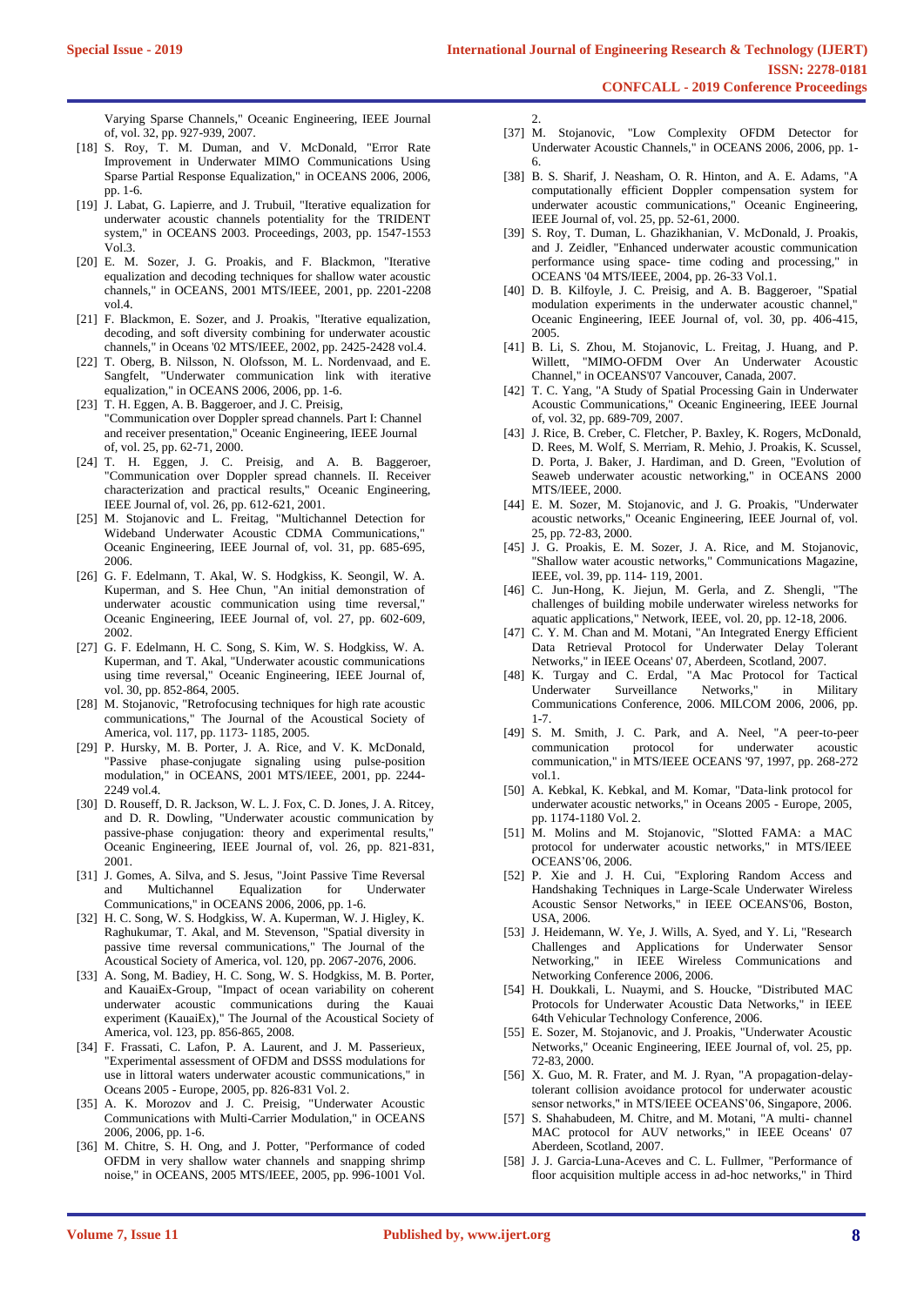Varying Sparse Channels," Oceanic Engineering, IEEE Journal of, vol. 32, pp. 927-939, 2007.

[18] S. Roy, T. M. Duman, and V. McDonald, "Error Rate Improvement in Underwater MIMO Communications Using Sparse Partial Response Equalization," in OCEANS 2006, 2006, pp. 1-6.

[19] J. Labat, G. Lapierre, and J. Trubuil, "Iterative equalization for underwater acoustic channels potentiality for the TRIDENT system," in OCEANS 2003. Proceedings, 2003, pp. 1547-1553 Vol.3.

[20] E. M. Sozer, J. G. Proakis, and F. Blackmon, "Iterative equalization and decoding techniques for shallow water acoustic channels," in OCEANS, 2001 MTS/IEEE, 2001, pp. 2201-2208 vol.4.

[21] F. Blackmon, E. Sozer, and J. Proakis, "Iterative equalization, decoding, and soft diversity combining for underwater acoustic channels," in Oceans '02 MTS/IEEE, 2002, pp. 2425-2428 vol.4.

[22] T. Oberg, B. Nilsson, N. Olofsson, M. L. Nordenvaad, and E. Sangfelt, "Underwater communication link with iterative equalization," in OCEANS 2006, 2006, pp. 1-6.

[23] T. H. Eggen, A. B. Baggeroer, and J. C. Preisig, "Communication over Doppler spread channels. Part I: Channel and receiver presentation," Oceanic Engineering, IEEE Journal of, vol. 25, pp. 62-71, 2000.

[24] T. H. Eggen, J. C. Preisig, and A. B. Baggeroer, "Communication over Doppler spread channels. II. Receiver characterization and practical results," Oceanic Engineering, IEEE Journal of, vol. 26, pp. 612-621, 2001.

[25] M. Stojanovic and L. Freitag, "Multichannel Detection for Wideband Underwater Acoustic CDMA Communications," Oceanic Engineering, IEEE Journal of, vol. 31, pp. 685-695, 2006.

[26] G. F. Edelmann, T. Akal, W. S. Hodgkiss, K. Seongil, W. A. Kuperman, and S. Hee Chun, "An initial demonstration of underwater acoustic communication using time reversal," Oceanic Engineering, IEEE Journal of, vol. 27, pp. 602-609, 2002.

[27] G. F. Edelmann, H. C. Song, S. Kim, W. S. Hodgkiss, W. A. Kuperman, and T. Akal, "Underwater acoustic communications using time reversal," Oceanic Engineering, IEEE Journal of, vol. 30, pp. 852-864, 2005.

[28] M. Stojanovic, "Retrofocusing techniques for high rate acoustic communications," The Journal of the Acoustical Society of America, vol. 117, pp. 1173- 1185, 2005.

[29] P. Hursky, M. B. Porter, J. A. Rice, and V. K. McDonald, "Passive phase-conjugate signaling using pulse-position modulation," in OCEANS, 2001 MTS/IEEE, 2001, pp. 2244-2249 vol.4.

[30] D. Rouseff, D. R. Jackson, W. L. J. Fox, C. D. Jones, J. A. Ritcey, and D. R. Dowling, "Underwater acoustic communication by passive-phase conjugation: theory and experimental results," Oceanic Engineering, IEEE Journal of, vol. 26, pp. 821-831, 2001.

[31] J. Gomes, A. Silva, and S. Jesus, "Joint Passive Time Reversal and Multichannel Equalization for Underwater Communications," in OCEANS 2006, 2006, pp. 1-6.

[32] H. C. Song, W. S. Hodgkiss, W. A. Kuperman, W. J. Higley, K. Raghukumar, T. Akal, and M. Stevenson, "Spatial diversity in passive time reversal communications," The Journal of the Acoustical Society of America, vol. 120, pp. 2067-2076, 2006.

[33] A. Song, M. Badiey, H. C. Song, W. S. Hodgkiss, M. B. Porter, and KauaiEx-Group, "Impact of ocean variability on coherent underwater acoustic communications during the Kauai experiment (KauaiEx)," The Journal of the Acoustical Society of America, vol. 123, pp. 856-865, 2008.

[34] F. Frassati, C. Lafon, P. A. Laurent, and J. M. Passerieux, "Experimental assessment of OFDM and DSSS modulations for use in littoral waters underwater acoustic communications," in Oceans 2005 - Europe, 2005, pp. 826-831 Vol. 2.

[35] A. K. Morozov and J. C. Preisig, "Underwater Acoustic Communications with Multi-Carrier Modulation," in OCEANS 2006, 2006, pp. 1-6.

[36] M. Chitre, S. H. Ong, and J. Potter, "Performance of coded OFDM in very shallow water channels and snapping shrimp noise," in OCEANS, 2005 MTS/IEEE, 2005, pp. 996-1001 Vol. 2.

[37] M. Stojanovic, "Low Complexity OFDM Detector for Underwater Acoustic Channels," in OCEANS 2006, 2006, pp. 1-6.

[38] B. S. Sharif, J. Neasham, O. R. Hinton, and A. E. Adams, "A computationally efficient Doppler compensation system for underwater acoustic communications," Oceanic Engineering, IEEE Journal of, vol. 25, pp. 52-61, 2000.

[39] S. Roy, T. Duman, L. Ghazikhanian, V. McDonald, J. Proakis, and J. Zeidler, "Enhanced underwater acoustic communication performance using space- time coding and processing," in OCEANS '04 MTS/IEEE, 2004, pp. 26-33 Vol.1.

[40] D. B. Kilfoyle, J. C. Preisig, and A. B. Baggeroer, "Spatial modulation experiments in the underwater acoustic channel," Oceanic Engineering, IEEE Journal of, vol. 30, pp. 406-415, 2005.

[41] B. Li, S. Zhou, M. Stojanovic, L. Freitag, J. Huang, and P. Willett, "MIMO-OFDM Over An Underwater Acoustic Channel," in OCEANS'07 Vancouver, Canada, 2007.

[42] T. C. Yang, "A Study of Spatial Processing Gain in Underwater Acoustic Communications," Oceanic Engineering, IEEE Journal of, vol. 32, pp. 689-709, 2007.

[43] J. Rice, B. Creber, C. Fletcher, P. Baxley, K. Rogers, McDonald, D. Rees, M. Wolf, S. Merriam, R. Mehio, J. Proakis, K. Scussel, D. Porta, J. Baker, J. Hardiman, and D. Green, "Evolution of Seaweb underwater acoustic networking," in OCEANS 2000 MTS/IEEE, 2000.

[44] E. M. Sozer, M. Stojanovic, and J. G. Proakis, "Underwater acoustic networks," Oceanic Engineering, IEEE Journal of, vol. 25, pp. 72-83, 2000.

[45] J. G. Proakis, E. M. Sozer, J. A. Rice, and M. Stojanovic, "Shallow water acoustic networks," Communications Magazine, IEEE, vol. 39, pp. 114- 119, 2001.

[46] C. Jun-Hong, K. Jiejun, M. Gerla, and Z. Shengli, "The challenges of building mobile underwater wireless networks for aquatic applications," Network, IEEE, vol. 20, pp. 12-18, 2006.

[47] C. Y. M. Chan and M. Motani, "An Integrated Energy Efficient Data Retrieval Protocol for Underwater Delay Tolerant Networks," in IEEE Oceans' 07, Aberdeen, Scotland, 2007.

[48] K. Turgay and C. Erdal, "A Mac Protocol for Tactical Underwater Surveillance Networks," in Military Communications Conference, 2006. MILCOM 2006, 2006, pp. 1-7.

[49] S. M. Smith, J. C. Park, and A. Neel, "A peer-to-peer communication protocol for underwater acoustic communication," in MTS/IEEE OCEANS '97, 1997, pp. 268-272 vol.1.

[50] A. Kebkal, K. Kebkal, and M. Komar, "Data-link protocol for underwater acoustic networks," in Oceans 2005 - Europe, 2005, pp. 1174-1180 Vol. 2.

[51] M. Molins and M. Stojanovic, "Slotted FAMA: a MAC protocol for underwater acoustic networks," in MTS/IEEE OCEANS'06, 2006.

[52] P. Xie and J. H. Cui, "Exploring Random Access and Handshaking Techniques in Large-Scale Underwater Wireless Acoustic Sensor Networks," in IEEE OCEANS'06, Boston, USA, 2006.

[53] J. Heidemann, W. Ye, J. Wills, A. Syed, and Y. Li, "Research Challenges and Applications for Underwater Sensor Networking," in IEEE Wireless Communications and Networking Conference 2006, 2006.

[54] H. Doukkali, L. Nuaymi, and S. Houcke, "Distributed MAC Protocols for Underwater Acoustic Data Networks," in IEEE 64th Vehicular Technology Conference, 2006.

[55] E. Sozer, M. Stojanovic, and J. Proakis, "Underwater Acoustic Networks," Oceanic Engineering, IEEE Journal of, vol. 25, pp. 72-83, 2000.

[56] X. Guo, M. R. Frater, and M. J. Ryan, "A propagation-delay-tolerant collision avoidance protocol for underwater acoustic sensor networks," in MTS/IEEE OCEANS'06, Singapore, 2006.

[57] S. Shahabudeen, M. Chitre, and M. Motani, "A multi- channel MAC protocol for AUV networks," in IEEE Oceans' 07 Aberdeen, Scotland, 2007.

[58] J. J. Garcia-Luna-Aceves and C. L. Fullmer, "Performance of floor acquisition multiple access in ad-hoc networks," in Third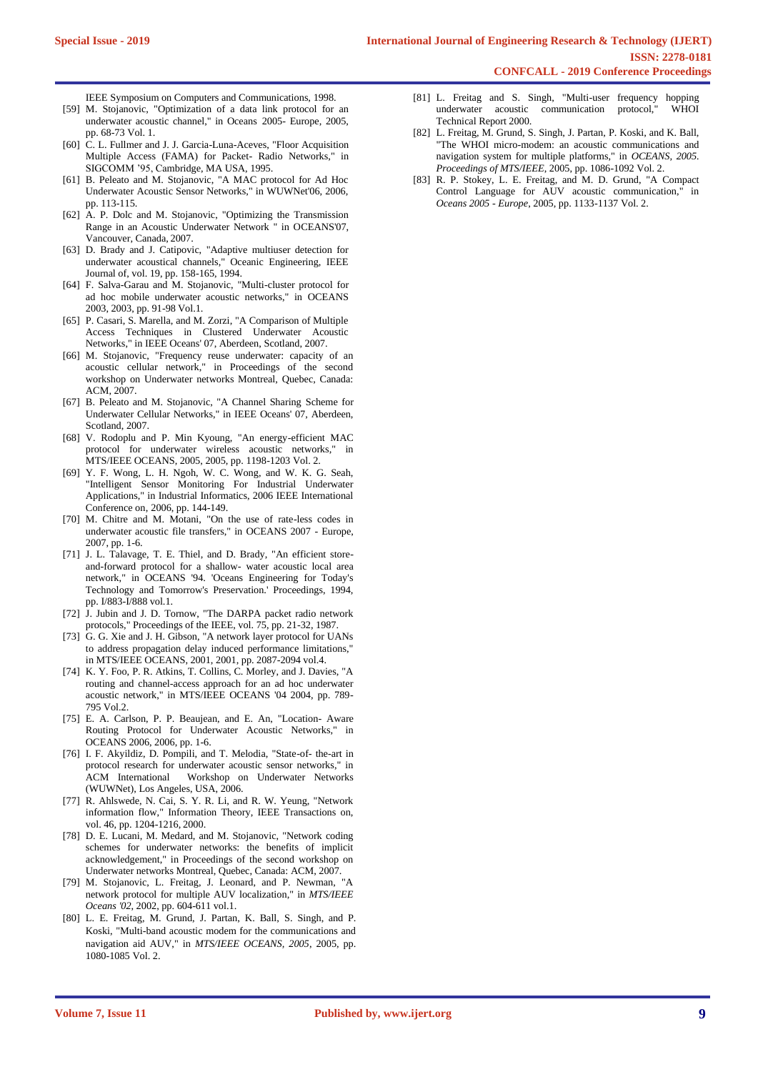IEEE Symposium on Computers and Communications, 1998.

[59] M. Stojanovic, "Optimization of a data link protocol for an underwater acoustic channel," in Oceans 2005- Europe, 2005, pp. 68-73 Vol. 1.

[60] C. L. Fullmer and J. J. Garcia-Luna-Aceves, "Floor Acquisition Multiple Access (FAMA) for Packet- Radio Networks," in SIGCOMM '95, Cambridge, MA USA, 1995.

[61] B. Peleato and M. Stojanovic, "A MAC protocol for Ad Hoc Underwater Acoustic Sensor Networks," in WUWNet'06, 2006, pp. 113-115.

[62] A. P. Dolc and M. Stojanovic, "Optimizing the Transmission Range in an Acoustic Underwater Network " in OCEANS'07, Vancouver, Canada, 2007.

[63] D. Brady and J. Catipovic, "Adaptive multiuser detection for underwater acoustical channels," Oceanic Engineering, IEEE Journal of, vol. 19, pp. 158-165, 1994.

[64] F. Salva-Garau and M. Stojanovic, "Multi-cluster protocol for ad hoc mobile underwater acoustic networks," in OCEANS 2003, 2003, pp. 91-98 Vol.1.

[65] P. Casari, S. Marella, and M. Zorzi, "A Comparison of Multiple Access Techniques in Clustered Underwater Acoustic Networks," in IEEE Oceans' 07, Aberdeen, Scotland, 2007.

[66] M. Stojanovic, "Frequency reuse underwater: capacity of an acoustic cellular network," in Proceedings of the second workshop on Underwater networks Montreal, Quebec, Canada: ACM, 2007.

[67] B. Peleato and M. Stojanovic, "A Channel Sharing Scheme for Underwater Cellular Networks," in IEEE Oceans' 07, Aberdeen, Scotland, 2007.

[68] V. Rodoplu and P. Min Kyoung, "An energy-efficient MAC protocol for underwater wireless acoustic networks," in MTS/IEEE OCEANS, 2005, 2005, pp. 1198-1203 Vol. 2.

[69] Y. F. Wong, L. H. Ngoh, W. C. Wong, and W. K. G. Seah, "Intelligent Sensor Monitoring For Industrial Underwater Applications," in Industrial Informatics, 2006 IEEE International Conference on, 2006, pp. 144-149.

[70] M. Chitre and M. Motani, "On the use of rate-less codes in underwater acoustic file transfers," in OCEANS 2007 - Europe, 2007, pp. 1-6.

[71] J. L. Talavage, T. E. Thiel, and D. Brady, "An efficient store-and-forward protocol for a shallow- water acoustic local area network," in OCEANS '94. 'Oceans Engineering for Today's Technology and Tomorrow's Preservation.' Proceedings, 1994, pp. I/883-I/888 vol.1.

[72] J. Jubin and J. D. Tornow, "The DARPA packet radio network protocols," Proceedings of the IEEE, vol. 75, pp. 21-32, 1987.

[73] G. G. Xie and J. H. Gibson, "A network layer protocol for UANs to address propagation delay induced performance limitations," in MTS/IEEE OCEANS, 2001, 2001, pp. 2087-2094 vol.4.

[74] K. Y. Foo, P. R. Atkins, T. Collins, C. Morley, and J. Davies, "A routing and channel-access approach for an ad hoc underwater acoustic network," in MTS/IEEE OCEANS '04 2004, pp. 789-795 Vol.2.

[75] E. A. Carlson, P. P. Beaujean, and E. An, "Location- Aware Routing Protocol for Underwater Acoustic Networks," in OCEANS 2006, 2006, pp. 1-6.

[76] I. F. Akyildiz, D. Pompili, and T. Melodia, "State-of- the-art in protocol research for underwater acoustic sensor networks," in ACM International Workshop on Underwater Networks (WUWNet), Los Angeles, USA, 2006.

[77] R. Ahlswede, N. Cai, S. Y. R. Li, and R. W. Yeung, "Network information flow," Information Theory, IEEE Transactions on, vol. 46, pp. 1204-1216, 2000.

[78] D. E. Lucani, M. Medard, and M. Stojanovic, "Network coding schemes for underwater networks: the benefits of implicit acknowledgement," in Proceedings of the second workshop on Underwater networks Montreal, Quebec, Canada: ACM, 2007.

[79] M. Stojanovic, L. Freitag, J. Leonard, and P. Newman, "A network protocol for multiple AUV localization," in *MTS/IEEE Oceans '02*, 2002, pp. 604-611 vol.1.

[80] L. E. Freitag, M. Grund, J. Partan, K. Ball, S. Singh, and P. Koski, "Multi-band acoustic modem for the communications and navigation aid AUV," in *MTS/IEEE OCEANS, 2005*, 2005, pp. 1080-1085 Vol. 2.

[81] L. Freitag and S. Singh, "Multi-user frequency hopping underwater acoustic communication protocol," WHOI Technical Report 2000.

[82] L. Freitag, M. Grund, S. Singh, J. Partan, P. Koski, and K. Ball, "The WHOI micro-modem: an acoustic communications and navigation system for multiple platforms," in *OCEANS, 2005. Proceedings of MTS/IEEE*, 2005, pp. 1086-1092 Vol. 2.

[83] R. P. Stokey, L. E. Freitag, and M. D. Grund, "A Compact Control Language for AUV acoustic communication," in *Oceans 2005 - Europe*, 2005, pp. 1133-1137 Vol. 2.